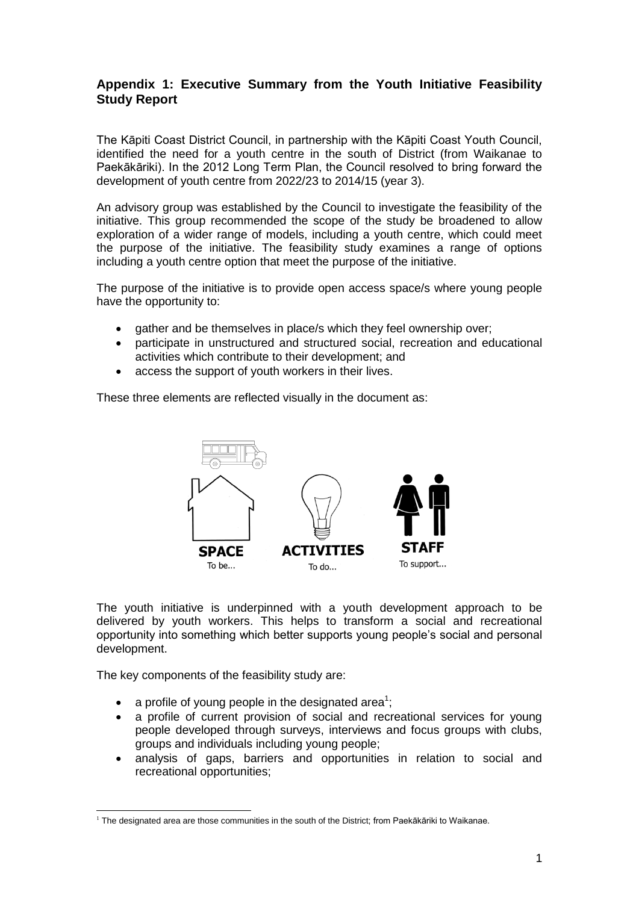## Appendix 1: Executive Summary from the Youth Initiative Feasibility Study Report

The Kāpiti Coast District Council, in partnership with the Kāpiti Coast Youth Council, identified the need for a youth centre in the south of District (from Waikanae to Paekākāriki). In the 2012 Long Term Plan, the Council resolved to bring forward the development of youth centre from 2022/23 to 2014/15 (year 3).

An advisory group was established by the Council to investigate the feasibility of the initiative. This group recommended the scope of the study be broadened to allow exploration of a wider range of models, including a youth centre, which could meet the purpose of the initiative. The feasibility study examines a range of options including a youth centre option that meet the purpose of the initiative.

The purpose of the initiative is to provide open access space/s where young people have the opportunity to:

- gather and be themselves in place/s which they feel ownership over;
- participate in unstructured and structured social, recreation and educational activities which contribute to their development; and
- access the support of youth workers in their lives.

These three elements are reflected visually in the document as:

**SPACE** To be... **ACTIVITIES** To do... **STAFF** To support...

The youth initiative is underpinned with a youth development approach to be delivered by youth workers. This helps to transform a social and recreational opportunity into something which better supports young people's social and personal development.

The key components of the feasibility study are:

- a profile of young people in the designated area[1];
- a profile of current provision of social and recreational services for young people developed through surveys, interviews and focus groups with clubs, groups and individuals including young people;
- analysis of gaps, barriers and opportunities in relation to social and recreational opportunities;

[1] The designated area are those communities in the south of the District; from Paekākāriki to Waikanae.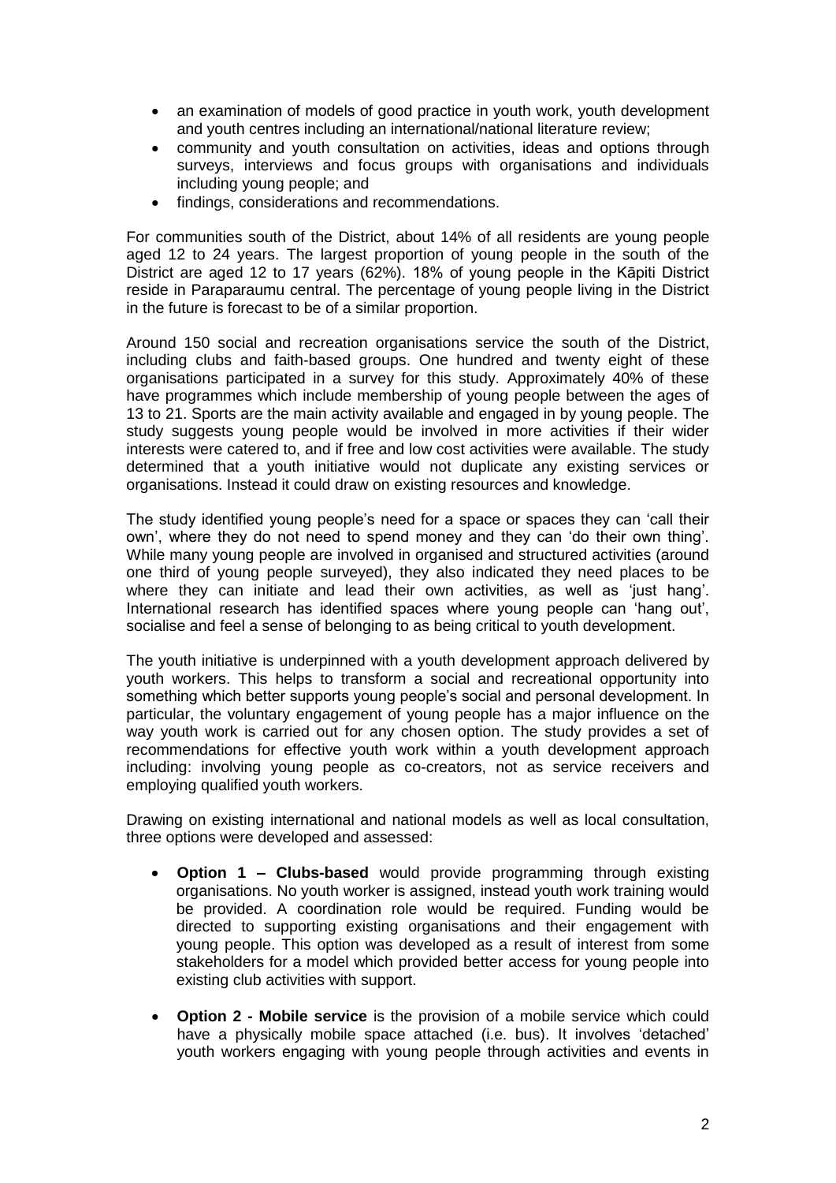- an examination of models of good practice in youth work, youth development and youth centres including an international/national literature review;
- community and youth consultation on activities, ideas and options through surveys, interviews and focus groups with organisations and individuals including young people; and
- findings, considerations and recommendations.

For communities south of the District, about 14% of all residents are young people aged 12 to 24 years. The largest proportion of young people in the south of the District are aged 12 to 17 years (62%). 18% of young people in the Kāpiti District reside in Paraparaumu central. The percentage of young people living in the District in the future is forecast to be of a similar proportion.

Around 150 social and recreation organisations service the south of the District, including clubs and faith-based groups. One hundred and twenty eight of these organisations participated in a survey for this study. Approximately 40% of these have programmes which include membership of young people between the ages of 13 to 21. Sports are the main activity available and engaged in by young people. The study suggests young people would be involved in more activities if their wider interests were catered to, and if free and low cost activities were available. The study determined that a youth initiative would not duplicate any existing services or organisations. Instead it could draw on existing resources and knowledge.

The study identified young people's need for a space or spaces they can 'call their own', where they do not need to spend money and they can 'do their own thing'. While many young people are involved in organised and structured activities (around one third of young people surveyed), they also indicated they need places to be where they can initiate and lead their own activities, as well as 'just hang'. International research has identified spaces where young people can 'hang out', socialise and feel a sense of belonging to as being critical to youth development.

The youth initiative is underpinned with a youth development approach delivered by youth workers. This helps to transform a social and recreational opportunity into something which better supports young people's social and personal development. In particular, the voluntary engagement of young people has a major influence on the way youth work is carried out for any chosen option. The study provides a set of recommendations for effective youth work within a youth development approach including: involving young people as co-creators, not as service receivers and employing qualified youth workers.

Drawing on existing international and national models as well as local consultation, three options were developed and assessed:

- **Option 1 – Clubs-based** would provide programming through existing organisations. No youth worker is assigned, instead youth work training would be provided. A coordination role would be required. Funding would be directed to supporting existing organisations and their engagement with young people. This option was developed as a result of interest from some stakeholders for a model which provided better access for young people into existing club activities with support.

- **Option 2 - Mobile service** is the provision of a mobile service which could have a physically mobile space attached (i.e. bus). It involves 'detached' youth workers engaging with young people through activities and events in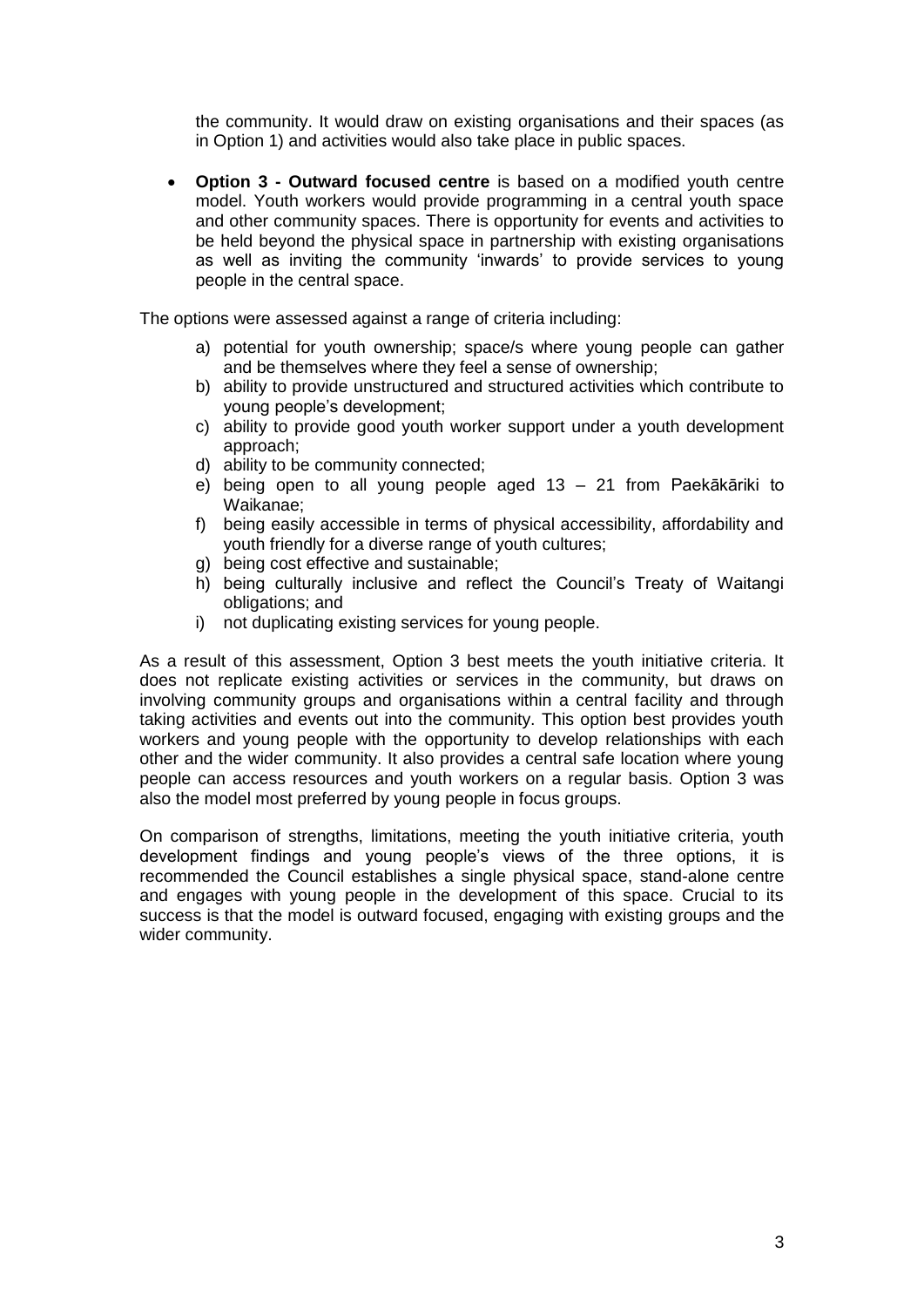the community. It would draw on existing organisations and their spaces (as in Option 1) and activities would also take place in public spaces.

- **Option 3 - Outward focused centre** is based on a modified youth centre model. Youth workers would provide programming in a central youth space and other community spaces. There is opportunity for events and activities to be held beyond the physical space in partnership with existing organisations as well as inviting the community 'inwards' to provide services to young people in the central space.

The options were assessed against a range of criteria including:

a) potential for youth ownership; space/s where young people can gather and be themselves where they feel a sense of ownership;
b) ability to provide unstructured and structured activities which contribute to young people's development;
c) ability to provide good youth worker support under a youth development approach;
d) ability to be community connected;
e) being open to all young people aged 13 – 21 from Paekākāriki to Waikanae;
f) being easily accessible in terms of physical accessibility, affordability and youth friendly for a diverse range of youth cultures;
g) being cost effective and sustainable;
h) being culturally inclusive and reflect the Council's Treaty of Waitangi obligations; and
i) not duplicating existing services for young people.

As a result of this assessment, Option 3 best meets the youth initiative criteria. It does not replicate existing activities or services in the community, but draws on involving community groups and organisations within a central facility and through taking activities and events out into the community. This option best provides youth workers and young people with the opportunity to develop relationships with each other and the wider community. It also provides a central safe location where young people can access resources and youth workers on a regular basis. Option 3 was also the model most preferred by young people in focus groups.

On comparison of strengths, limitations, meeting the youth initiative criteria, youth development findings and young people's views of the three options, it is recommended the Council establishes a single physical space, stand-alone centre and engages with young people in the development of this space. Crucial to its success is that the model is outward focused, engaging with existing groups and the wider community.